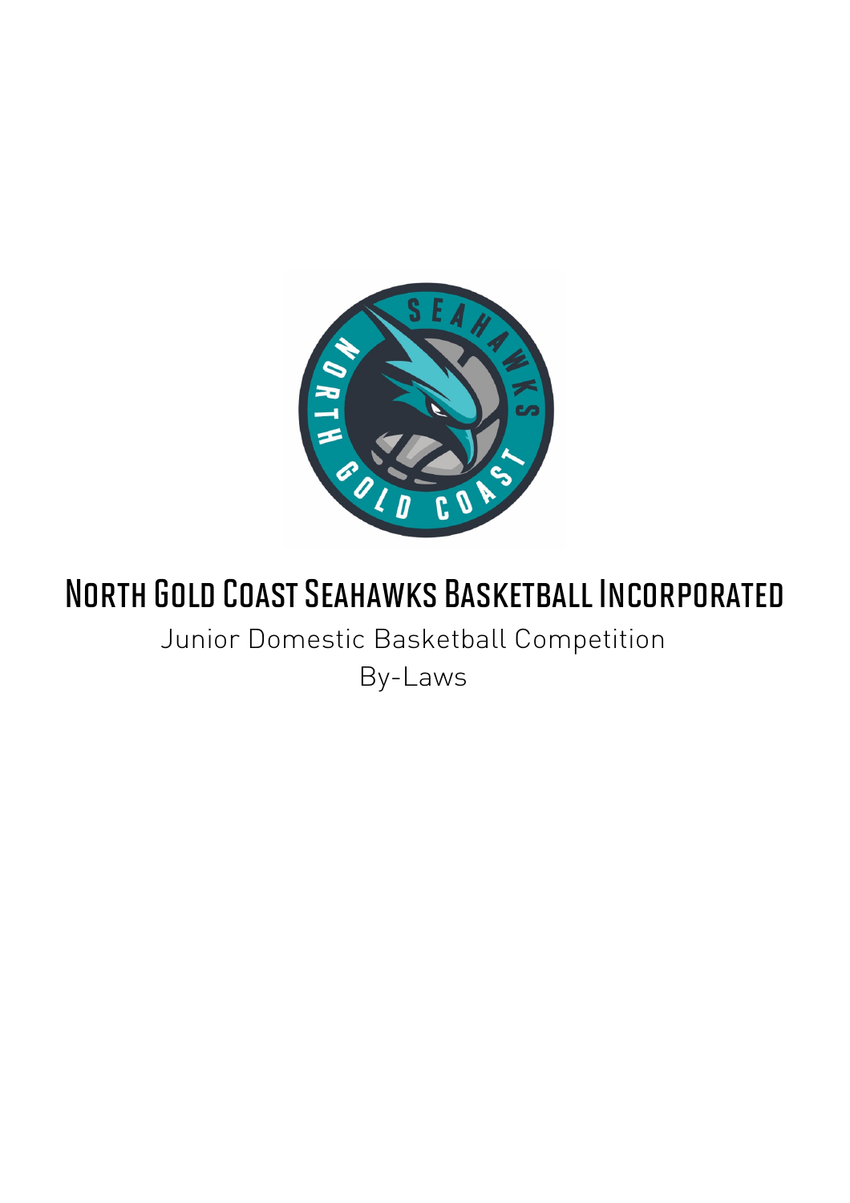# North Gold Coast Seahawks Basketball Incorporated

Junior Domestic Basketball Competition

By-Laws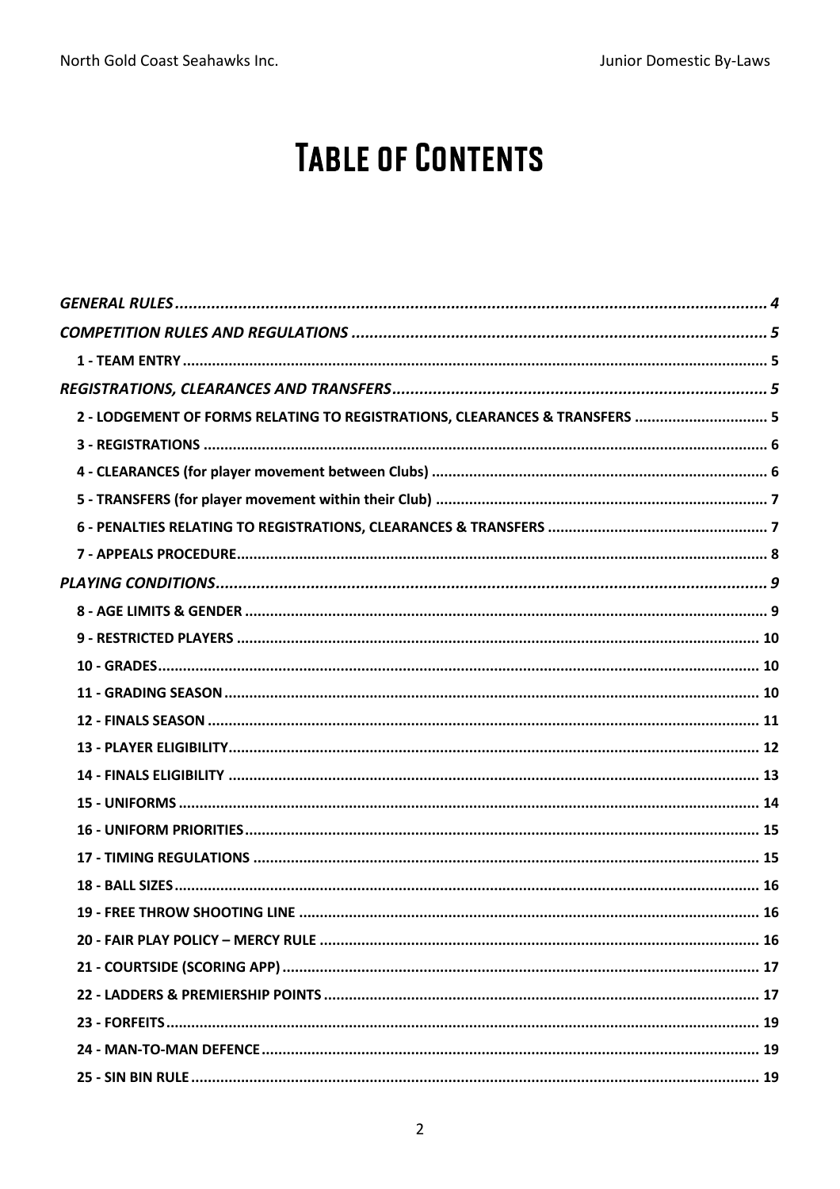# Table of Contents

*GENERAL RULES* ........ 4

*COMPETITION RULES AND REGULATIONS* ........ 5

**1 - TEAM ENTRY** ........ 5

*REGISTRATIONS, CLEARANCES AND TRANSFERS* ........ 5

**2 - LODGEMENT OF FORMS RELATING TO REGISTRATIONS, CLEARANCES & TRANSFERS** ........ 5

**3 - REGISTRATIONS** ........ 6

**4 - CLEARANCES (for player movement between Clubs)** ........ 6

**5 - TRANSFERS (for player movement within their Club)** ........ 7

**6 - PENALTIES RELATING TO REGISTRATIONS, CLEARANCES & TRANSFERS** ........ 7

**7 - APPEALS PROCEDURE** ........ 8

*PLAYING CONDITIONS* ........ 9

**8 - AGE LIMITS & GENDER** ........ 9

**9 - RESTRICTED PLAYERS** ........ 10

**10 - GRADES** ........ 10

**11 - GRADING SEASON** ........ 10

**12 - FINALS SEASON** ........ 11

**13 - PLAYER ELIGIBILITY** ........ 12

**14 - FINALS ELIGIBILITY** ........ 13

**15 - UNIFORMS** ........ 14

**16 - UNIFORM PRIORITIES** ........ 15

**17 - TIMING REGULATIONS** ........ 15

**18 - BALL SIZES** ........ 16

**19 - FREE THROW SHOOTING LINE** ........ 16

**20 - FAIR PLAY POLICY – MERCY RULE** ........ 16

**21 - COURTSIDE (SCORING APP)** ........ 17

**22 - LADDERS & PREMIERSHIP POINTS** ........ 17

**23 - FORFEITS** ........ 19

**24 - MAN-TO-MAN DEFENCE** ........ 19

**25 - SIN BIN RULE** ........ 19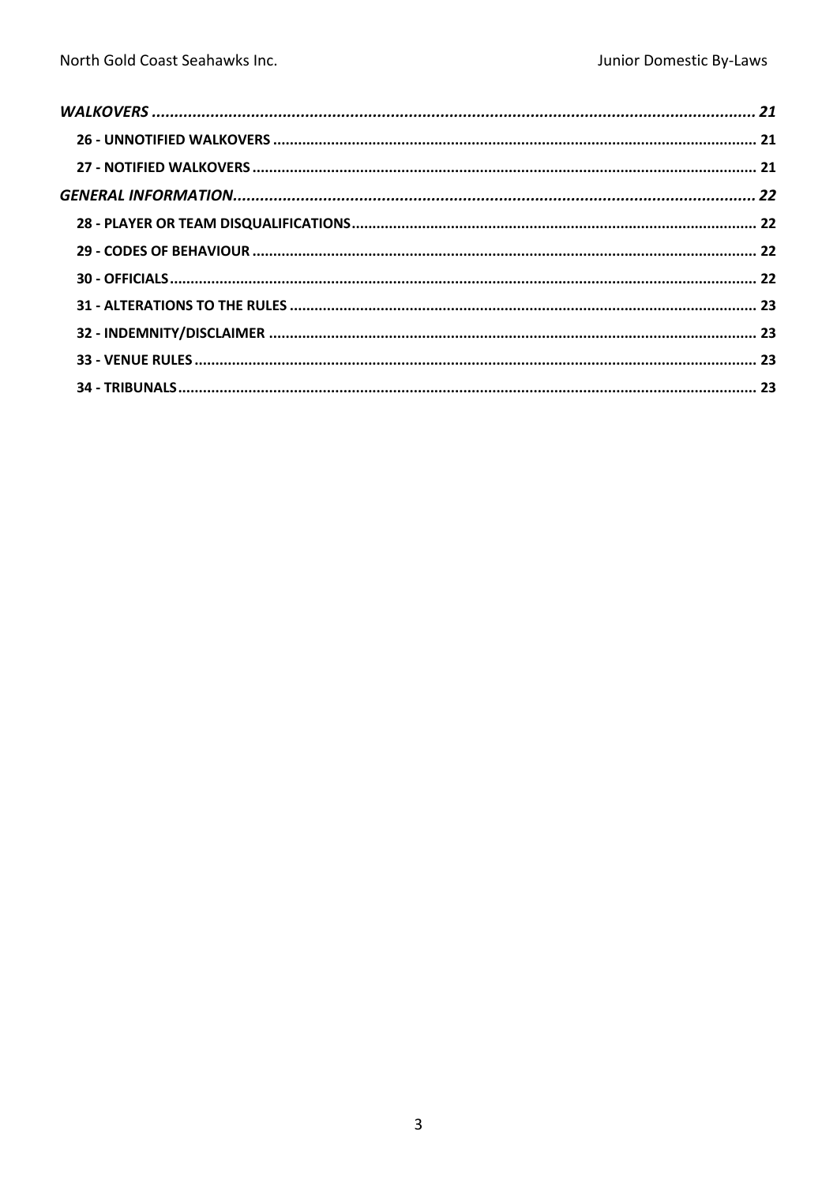*WALKOVERS* ... *21*

**26 - UNNOTIFIED WALKOVERS** ... **21**

**27 - NOTIFIED WALKOVERS** ... **21**

*GENERAL INFORMATION* ... *22*

**28 - PLAYER OR TEAM DISQUALIFICATIONS** ... **22**

**29 - CODES OF BEHAVIOUR** ... **22**

**30 - OFFICIALS** ... **22**

**31 - ALTERATIONS TO THE RULES** ... **23**

**32 - INDEMNITY/DISCLAIMER** ... **23**

**33 - VENUE RULES** ... **23**

**34 - TRIBUNALS** ... **23**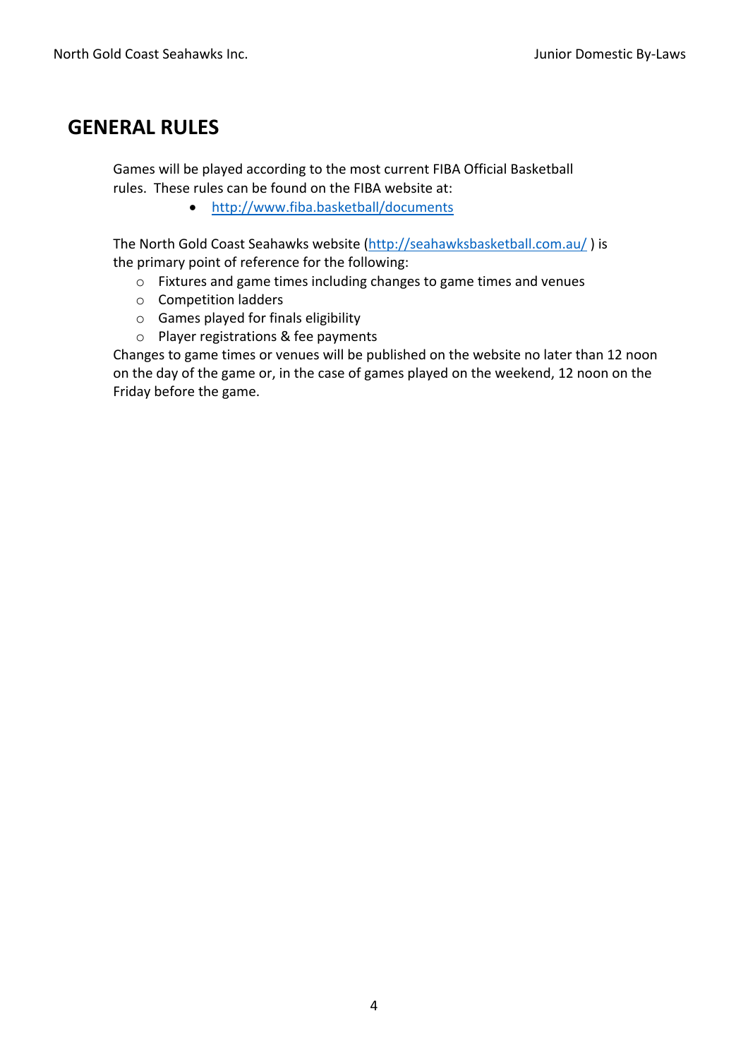# GENERAL RULES

Games will be played according to the most current FIBA Official Basketball rules. These rules can be found on the FIBA website at:

- http://www.fiba.basketball/documents

The North Gold Coast Seahawks website (http://seahawksbasketball.com.au/ ) is the primary point of reference for the following:

- Fixtures and game times including changes to game times and venues
- Competition ladders
- Games played for finals eligibility
- Player registrations & fee payments

Changes to game times or venues will be published on the website no later than 12 noon on the day of the game or, in the case of games played on the weekend, 12 noon on the Friday before the game.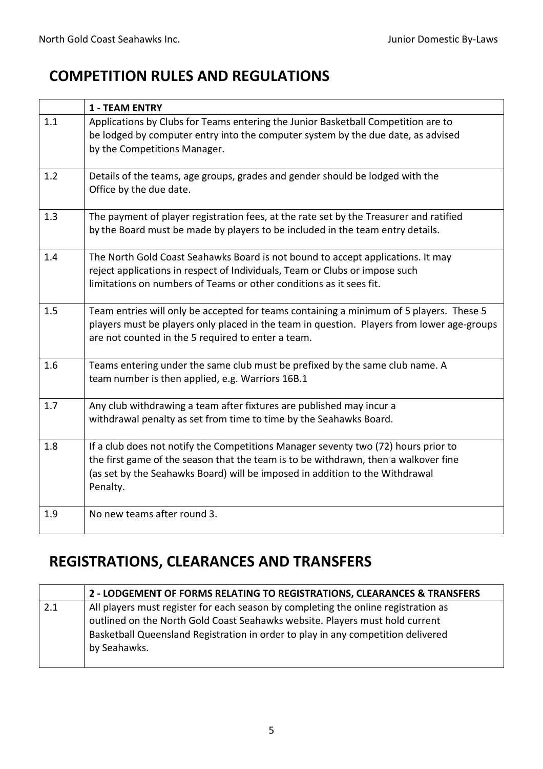## COMPETITION RULES AND REGULATIONS

| | 1 - TEAM ENTRY |
|---|---|
| 1.1 | Applications by Clubs for Teams entering the Junior Basketball Competition are to be lodged by computer entry into the computer system by the due date, as advised by the Competitions Manager. |
| 1.2 | Details of the teams, age groups, grades and gender should be lodged with the Office by the due date. |
| 1.3 | The payment of player registration fees, at the rate set by the Treasurer and ratified by the Board must be made by players to be included in the team entry details. |
| 1.4 | The North Gold Coast Seahawks Board is not bound to accept applications. It may reject applications in respect of Individuals, Team or Clubs or impose such limitations on numbers of Teams or other conditions as it sees fit. |
| 1.5 | Team entries will only be accepted for teams containing a minimum of 5 players. These 5 players must be players only placed in the team in question. Players from lower age-groups are not counted in the 5 required to enter a team. |
| 1.6 | Teams entering under the same club must be prefixed by the same club name. A team number is then applied, e.g. Warriors 16B.1 |
| 1.7 | Any club withdrawing a team after fixtures are published may incur a withdrawal penalty as set from time to time by the Seahawks Board. |
| 1.8 | If a club does not notify the Competitions Manager seventy two (72) hours prior to the first game of the season that the team is to be withdrawn, then a walkover fine (as set by the Seahawks Board) will be imposed in addition to the Withdrawal Penalty. |
| 1.9 | No new teams after round 3. |

## REGISTRATIONS, CLEARANCES AND TRANSFERS

| | 2 - LODGEMENT OF FORMS RELATING TO REGISTRATIONS, CLEARANCES & TRANSFERS |
|---|---|
| 2.1 | All players must register for each season by completing the online registration as outlined on the North Gold Coast Seahawks website. Players must hold current Basketball Queensland Registration in order to play in any competition delivered by Seahawks. |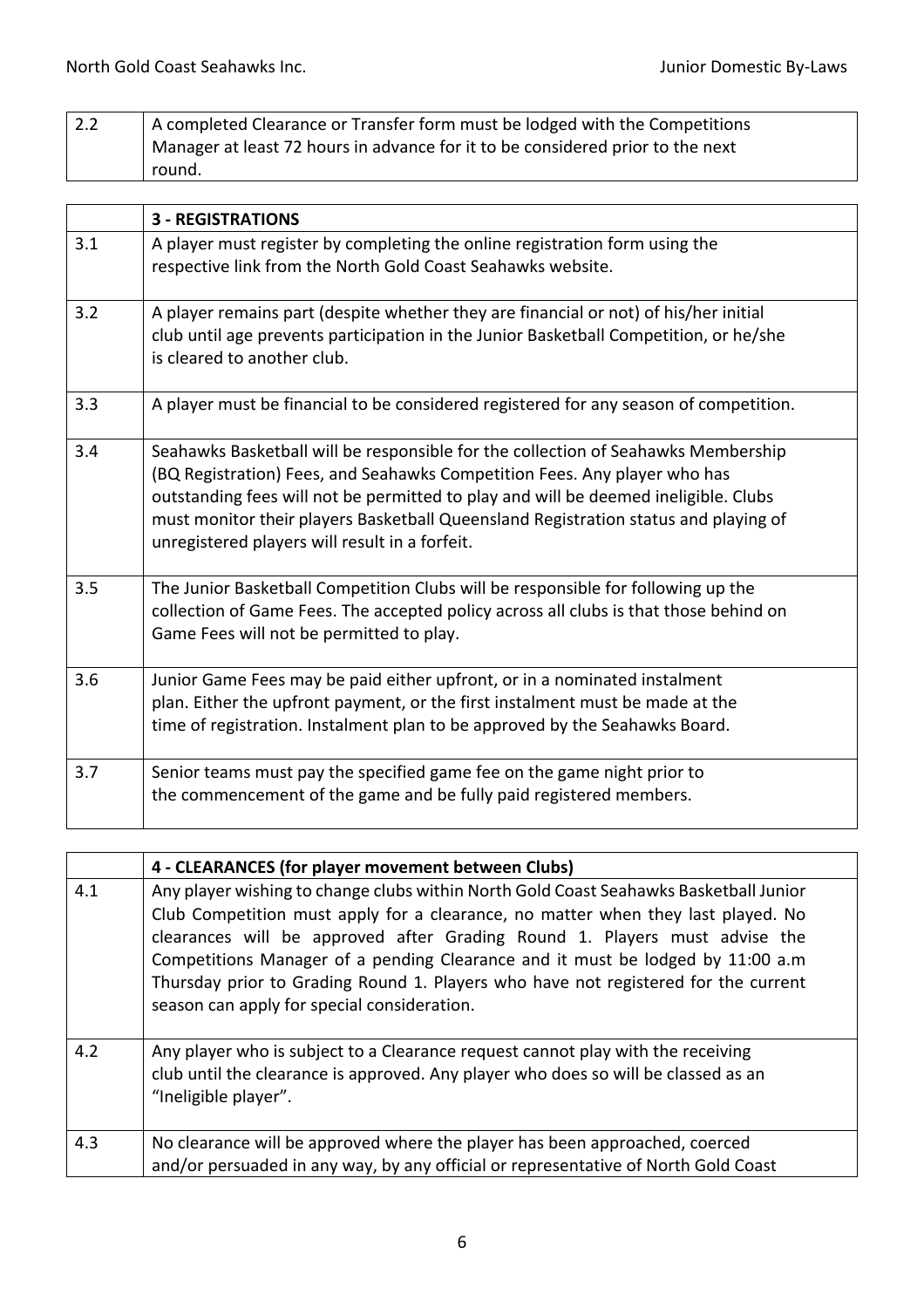| 2.2 | A completed Clearance or Transfer form must be lodged with the Competitions Manager at least 72 hours in advance for it to be considered prior to the next round. |
|---|---|

| | **3 - REGISTRATIONS** |
|---|---|
| 3.1 | A player must register by completing the online registration form using the respective link from the North Gold Coast Seahawks website. |
| 3.2 | A player remains part (despite whether they are financial or not) of his/her initial club until age prevents participation in the Junior Basketball Competition, or he/she is cleared to another club. |
| 3.3 | A player must be financial to be considered registered for any season of competition. |
| 3.4 | Seahawks Basketball will be responsible for the collection of Seahawks Membership (BQ Registration) Fees, and Seahawks Competition Fees. Any player who has outstanding fees will not be permitted to play and will be deemed ineligible. Clubs must monitor their players Basketball Queensland Registration status and playing of unregistered players will result in a forfeit. |
| 3.5 | The Junior Basketball Competition Clubs will be responsible for following up the collection of Game Fees. The accepted policy across all clubs is that those behind on Game Fees will not be permitted to play. |
| 3.6 | Junior Game Fees may be paid either upfront, or in a nominated instalment plan. Either the upfront payment, or the first instalment must be made at the time of registration. Instalment plan to be approved by the Seahawks Board. |
| 3.7 | Senior teams must pay the specified game fee on the game night prior to the commencement of the game and be fully paid registered members. |

| | **4 - CLEARANCES (for player movement between Clubs)** |
|---|---|
| 4.1 | Any player wishing to change clubs within North Gold Coast Seahawks Basketball Junior Club Competition must apply for a clearance, no matter when they last played. No clearances will be approved after Grading Round 1. Players must advise the Competitions Manager of a pending Clearance and it must be lodged by 11:00 a.m Thursday prior to Grading Round 1. Players who have not registered for the current season can apply for special consideration. |
| 4.2 | Any player who is subject to a Clearance request cannot play with the receiving club until the clearance is approved. Any player who does so will be classed as an "Ineligible player". |
| 4.3 | No clearance will be approved where the player has been approached, coerced and/or persuaded in any way, by any official or representative of North Gold Coast |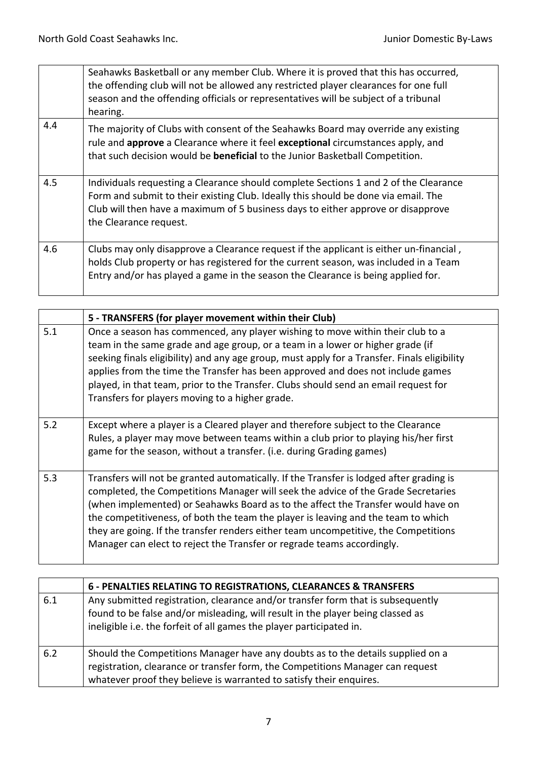| | |
|---|---|
| | Seahawks Basketball or any member Club. Where it is proved that this has occurred, the offending club will not be allowed any restricted player clearances for one full season and the offending officials or representatives will be subject of a tribunal hearing. |
| 4.4 | The majority of Clubs with consent of the Seahawks Board may override any existing rule and **approve** a Clearance where it feel **exceptional** circumstances apply, and that such decision would be **beneficial** to the Junior Basketball Competition. |
| 4.5 | Individuals requesting a Clearance should complete Sections 1 and 2 of the Clearance Form and submit to their existing Club. Ideally this should be done via email. The Club will then have a maximum of 5 business days to either approve or disapprove the Clearance request. |
| 4.6 | Clubs may only disapprove a Clearance request if the applicant is either un-financial , holds Club property or has registered for the current season, was included in a Team Entry and/or has played a game in the season the Clearance is being applied for. |

| | **5 - TRANSFERS (for player movement within their Club)** |
|---|---|
| 5.1 | Once a season has commenced, any player wishing to move within their club to a team in the same grade and age group, or a team in a lower or higher grade (if seeking finals eligibility) and any age group, must apply for a Transfer. Finals eligibility applies from the time the Transfer has been approved and does not include games played, in that team, prior to the Transfer. Clubs should send an email request for Transfers for players moving to a higher grade. |
| 5.2 | Except where a player is a Cleared player and therefore subject to the Clearance Rules, a player may move between teams within a club prior to playing his/her first game for the season, without a transfer. (i.e. during Grading games) |
| 5.3 | Transfers will not be granted automatically. If the Transfer is lodged after grading is completed, the Competitions Manager will seek the advice of the Grade Secretaries (when implemented) or Seahawks Board as to the affect the Transfer would have on the competitiveness, of both the team the player is leaving and the team to which they are going. If the transfer renders either team uncompetitive, the Competitions Manager can elect to reject the Transfer or regrade teams accordingly. |

| | **6 - PENALTIES RELATING TO REGISTRATIONS, CLEARANCES & TRANSFERS** |
|---|---|
| 6.1 | Any submitted registration, clearance and/or transfer form that is subsequently found to be false and/or misleading, will result in the player being classed as ineligible i.e. the forfeit of all games the player participated in. |
| 6.2 | Should the Competitions Manager have any doubts as to the details supplied on a registration, clearance or transfer form, the Competitions Manager can request whatever proof they believe is warranted to satisfy their enquires. |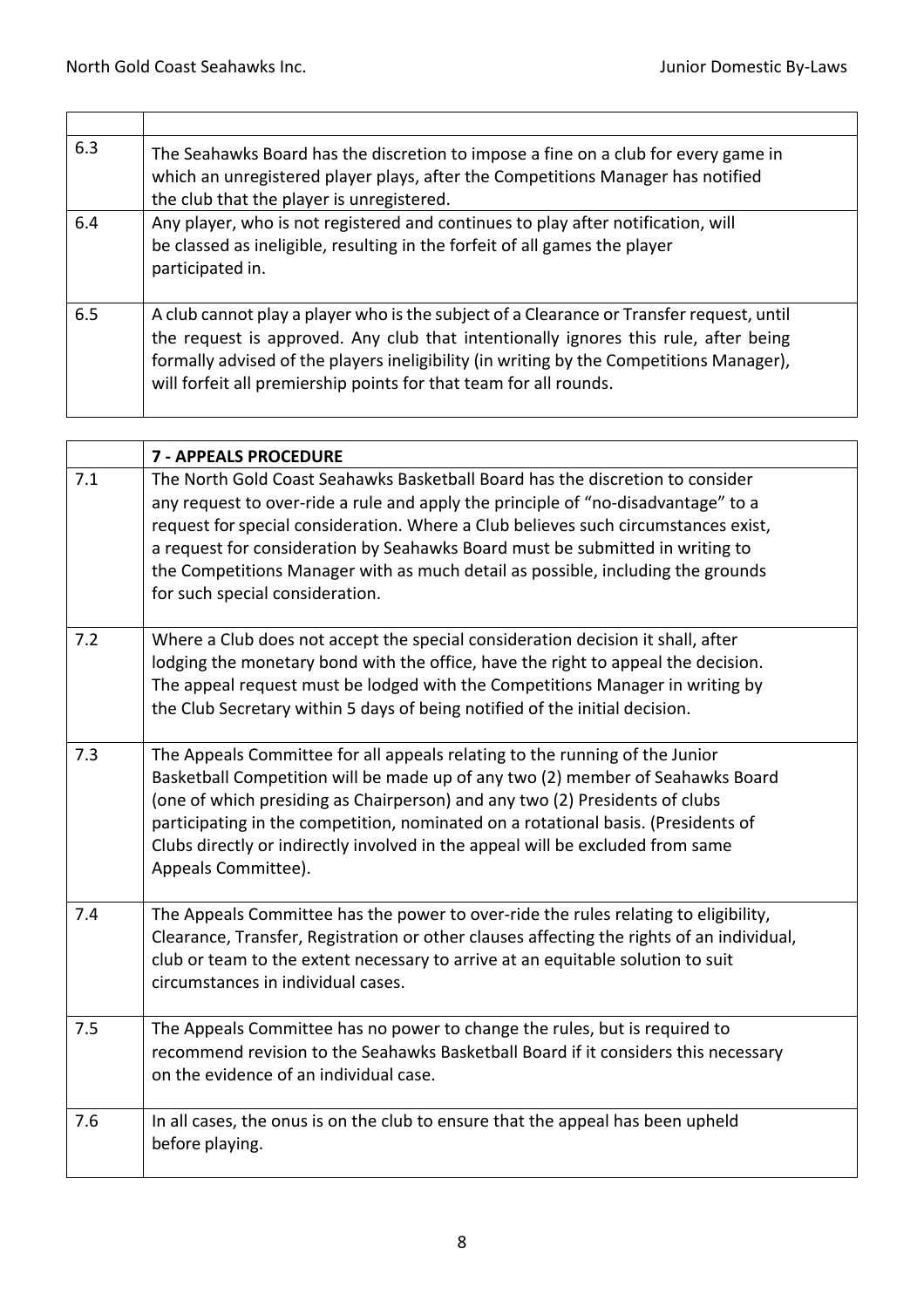| | |
|---|---|
| 6.3 | The Seahawks Board has the discretion to impose a fine on a club for every game in which an unregistered player plays, after the Competitions Manager has notified the club that the player is unregistered. |
| 6.4 | Any player, who is not registered and continues to play after notification, will be classed as ineligible, resulting in the forfeit of all games the player participated in. |
| 6.5 | A club cannot play a player who is the subject of a Clearance or Transfer request, until the request is approved. Any club that intentionally ignores this rule, after being formally advised of the players ineligibility (in writing by the Competitions Manager), will forfeit all premiership points for that team for all rounds. |

| | **7 - APPEALS PROCEDURE** |
|---|---|
| 7.1 | The North Gold Coast Seahawks Basketball Board has the discretion to consider any request to over-ride a rule and apply the principle of "no-disadvantage" to a request for special consideration. Where a Club believes such circumstances exist, a request for consideration by Seahawks Board must be submitted in writing to the Competitions Manager with as much detail as possible, including the grounds for such special consideration. |
| 7.2 | Where a Club does not accept the special consideration decision it shall, after lodging the monetary bond with the office, have the right to appeal the decision. The appeal request must be lodged with the Competitions Manager in writing by the Club Secretary within 5 days of being notified of the initial decision. |
| 7.3 | The Appeals Committee for all appeals relating to the running of the Junior Basketball Competition will be made up of any two (2) member of Seahawks Board (one of which presiding as Chairperson) and any two (2) Presidents of clubs participating in the competition, nominated on a rotational basis. (Presidents of Clubs directly or indirectly involved in the appeal will be excluded from same Appeals Committee). |
| 7.4 | The Appeals Committee has the power to over-ride the rules relating to eligibility, Clearance, Transfer, Registration or other clauses affecting the rights of an individual, club or team to the extent necessary to arrive at an equitable solution to suit circumstances in individual cases. |
| 7.5 | The Appeals Committee has no power to change the rules, but is required to recommend revision to the Seahawks Basketball Board if it considers this necessary on the evidence of an individual case. |
| 7.6 | In all cases, the onus is on the club to ensure that the appeal has been upheld before playing. |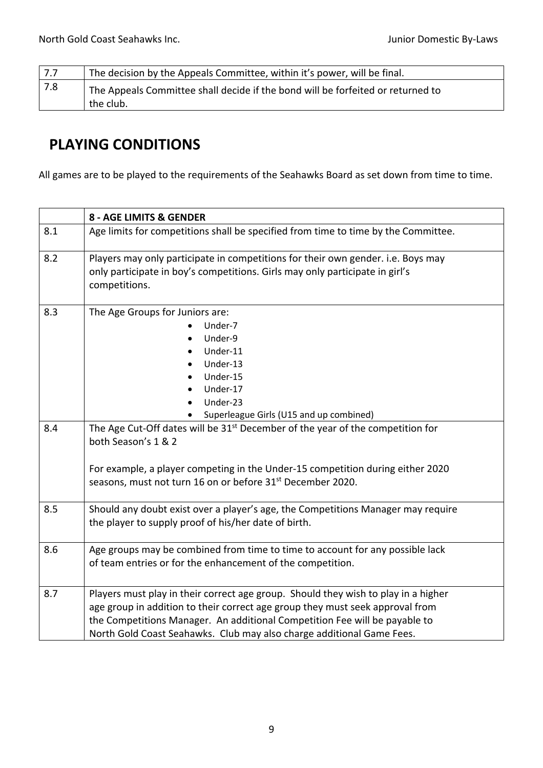| | |
|---|---|
| 7.7 | The decision by the Appeals Committee, within it's power, will be final. |
| 7.8 | The Appeals Committee shall decide if the bond will be forfeited or returned to the club. |

## PLAYING CONDITIONS

All games are to be played to the requirements of the Seahawks Board as set down from time to time.

| | **8 - AGE LIMITS & GENDER** |
|---|---|
| 8.1 | Age limits for competitions shall be specified from time to time by the Committee. |
| 8.2 | Players may only participate in competitions for their own gender. i.e. Boys may only participate in boy's competitions. Girls may only participate in girl's competitions. |
| 8.3 | The Age Groups for Juniors are: <br>• Under-7 <br>• Under-9 <br>• Under-11 <br>• Under-13 <br>• Under-15 <br>• Under-17 <br>• Under-23 <br>• Superleague Girls (U15 and up combined) |
| 8.4 | The Age Cut-Off dates will be 31st December of the year of the competition for both Season's 1 & 2 <br><br>For example, a player competing in the Under-15 competition during either 2020 seasons, must not turn 16 on or before 31st December 2020. |
| 8.5 | Should any doubt exist over a player's age, the Competitions Manager may require the player to supply proof of his/her date of birth. |
| 8.6 | Age groups may be combined from time to time to account for any possible lack of team entries or for the enhancement of the competition. |
| 8.7 | Players must play in their correct age group. Should they wish to play in a higher age group in addition to their correct age group they must seek approval from the Competitions Manager. An additional Competition Fee will be payable to North Gold Coast Seahawks. Club may also charge additional Game Fees. |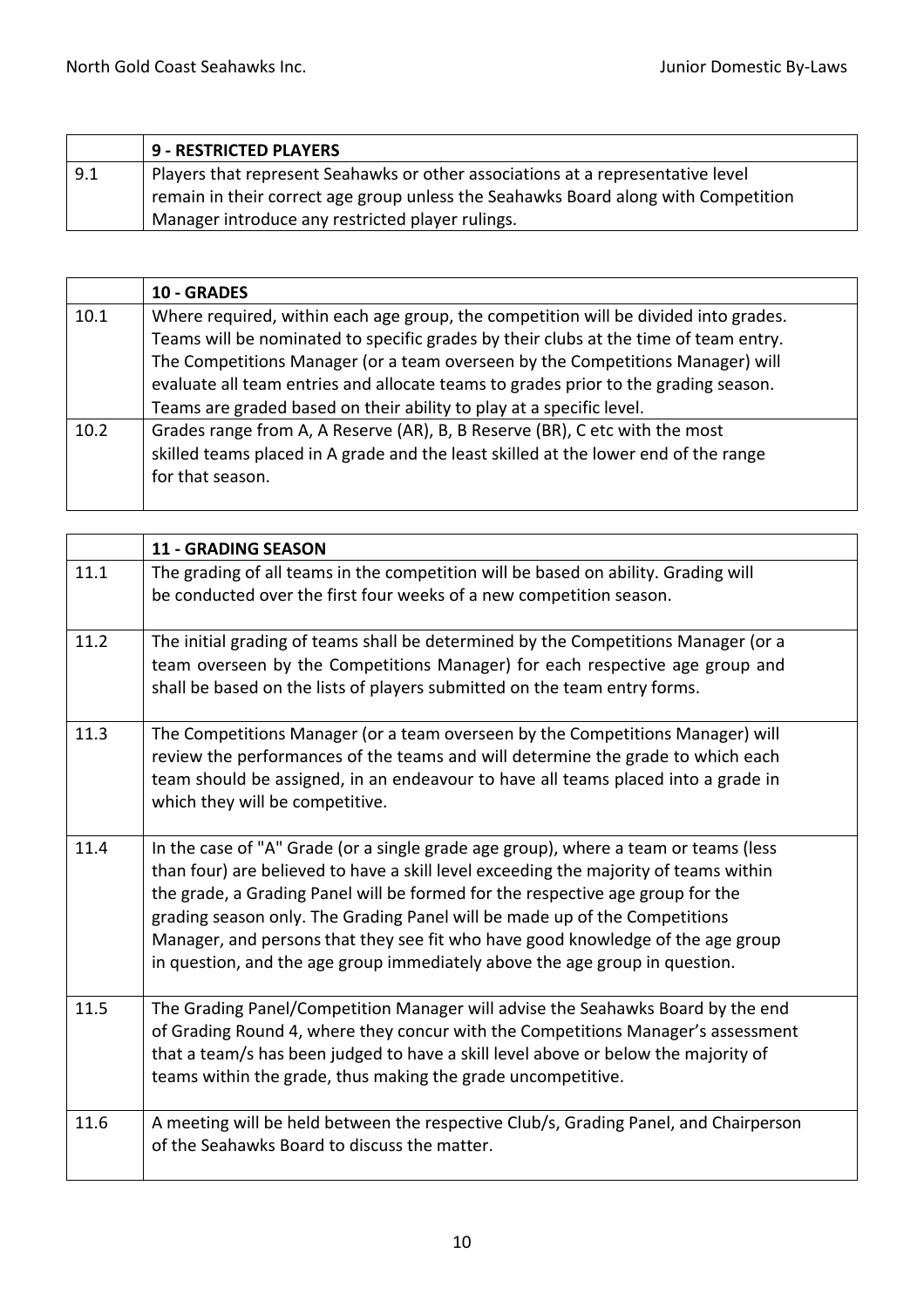| | 9 - RESTRICTED PLAYERS |
|---|---|
| 9.1 | Players that represent Seahawks or other associations at a representative level remain in their correct age group unless the Seahawks Board along with Competition Manager introduce any restricted player rulings. |

| | 10 - GRADES |
|---|---|
| 10.1 | Where required, within each age group, the competition will be divided into grades. Teams will be nominated to specific grades by their clubs at the time of team entry. The Competitions Manager (or a team overseen by the Competitions Manager) will evaluate all team entries and allocate teams to grades prior to the grading season. Teams are graded based on their ability to play at a specific level. |
| 10.2 | Grades range from A, A Reserve (AR), B, B Reserve (BR), C etc with the most skilled teams placed in A grade and the least skilled at the lower end of the range for that season. |

| | 11 - GRADING SEASON |
|---|---|
| 11.1 | The grading of all teams in the competition will be based on ability. Grading will be conducted over the first four weeks of a new competition season. |
| 11.2 | The initial grading of teams shall be determined by the Competitions Manager (or a team overseen by the Competitions Manager) for each respective age group and shall be based on the lists of players submitted on the team entry forms. |
| 11.3 | The Competitions Manager (or a team overseen by the Competitions Manager) will review the performances of the teams and will determine the grade to which each team should be assigned, in an endeavour to have all teams placed into a grade in which they will be competitive. |
| 11.4 | In the case of "A" Grade (or a single grade age group), where a team or teams (less than four) are believed to have a skill level exceeding the majority of teams within the grade, a Grading Panel will be formed for the respective age group for the grading season only. The Grading Panel will be made up of the Competitions Manager, and persons that they see fit who have good knowledge of the age group in question, and the age group immediately above the age group in question. |
| 11.5 | The Grading Panel/Competition Manager will advise the Seahawks Board by the end of Grading Round 4, where they concur with the Competitions Manager's assessment that a team/s has been judged to have a skill level above or below the majority of teams within the grade, thus making the grade uncompetitive. |
| 11.6 | A meeting will be held between the respective Club/s, Grading Panel, and Chairperson of the Seahawks Board to discuss the matter. |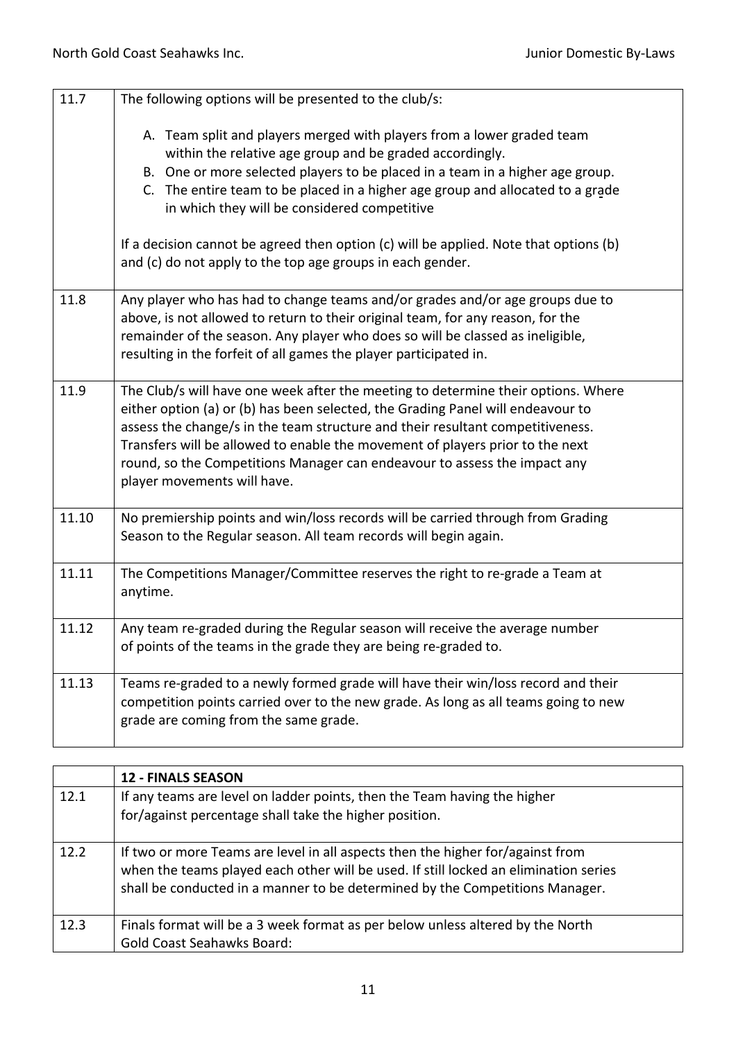| | |
|---|---|
| 11.7 | The following options will be presented to the club/s:<br><br>A. Team split and players merged with players from a lower graded team within the relative age group and be graded accordingly.<br>B. One or more selected players to be placed in a team in a higher age group.<br>C. The entire team to be placed in a higher age group and allocated to a grade in which they will be considered competitive<br><br>If a decision cannot be agreed then option (c) will be applied. Note that options (b) and (c) do not apply to the top age groups in each gender. |
| 11.8 | Any player who has had to change teams and/or grades and/or age groups due to above, is not allowed to return to their original team, for any reason, for the remainder of the season. Any player who does so will be classed as ineligible, resulting in the forfeit of all games the player participated in. |
| 11.9 | The Club/s will have one week after the meeting to determine their options. Where either option (a) or (b) has been selected, the Grading Panel will endeavour to assess the change/s in the team structure and their resultant competitiveness. Transfers will be allowed to enable the movement of players prior to the next round, so the Competitions Manager can endeavour to assess the impact any player movements will have. |
| 11.10 | No premiership points and win/loss records will be carried through from Grading Season to the Regular season. All team records will begin again. |
| 11.11 | The Competitions Manager/Committee reserves the right to re-grade a Team at anytime. |
| 11.12 | Any team re-graded during the Regular season will receive the average number of points of the teams in the grade they are being re-graded to. |
| 11.13 | Teams re-graded to a newly formed grade will have their win/loss record and their competition points carried over to the new grade. As long as all teams going to new grade are coming from the same grade. |

| | **12 - FINALS SEASON** |
|---|---|
| 12.1 | If any teams are level on ladder points, then the Team having the higher for/against percentage shall take the higher position. |
| 12.2 | If two or more Teams are level in all aspects then the higher for/against from when the teams played each other will be used. If still locked an elimination series shall be conducted in a manner to be determined by the Competitions Manager. |
| 12.3 | Finals format will be a 3 week format as per below unless altered by the North Gold Coast Seahawks Board: |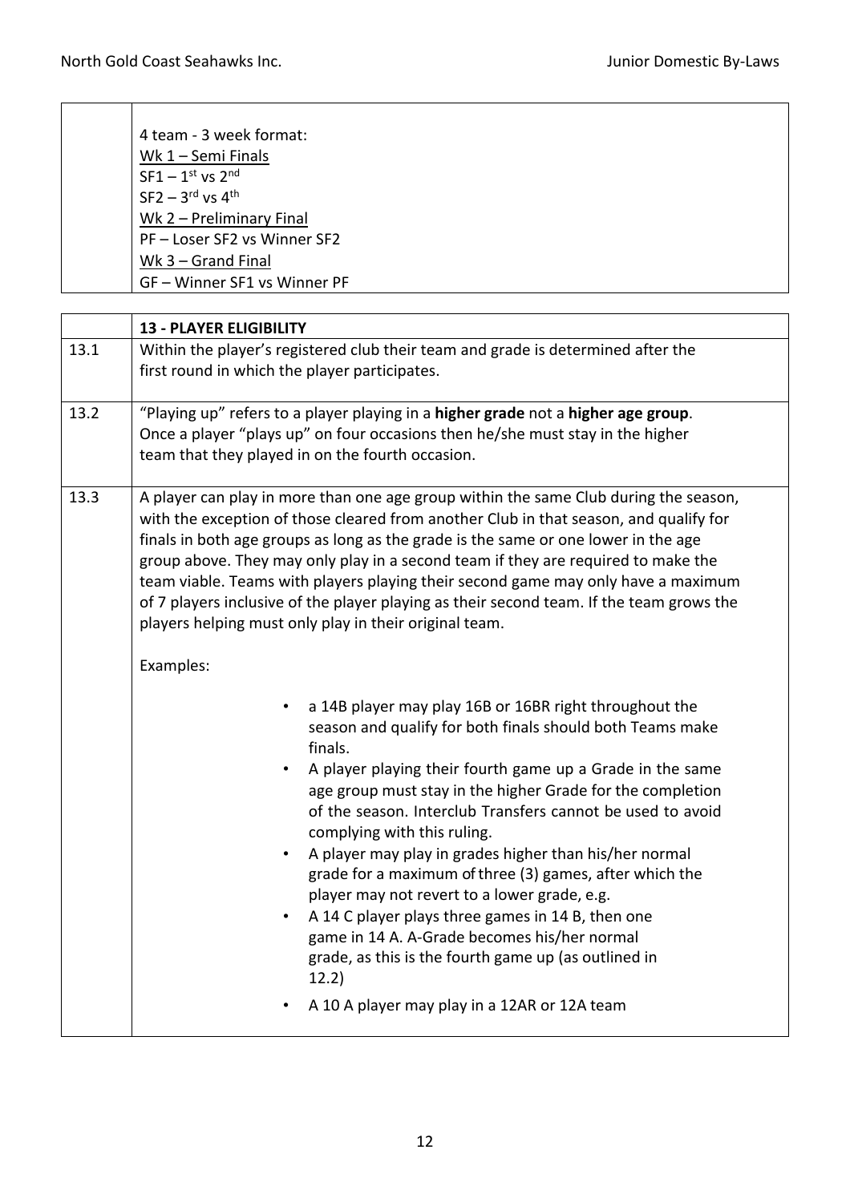| | |
|---|---|
| | 4 team - 3 week format:<br>Wk 1 – Semi Finals<br>SF1 – 1st vs 2nd<br>SF2 – 3rd vs 4th<br>Wk 2 – Preliminary Final<br>PF – Loser SF2 vs Winner SF2<br>Wk 3 – Grand Final<br>GF – Winner SF1 vs Winner PF |

| | **13 - PLAYER ELIGIBILITY** |
|---|---|
| 13.1 | Within the player's registered club their team and grade is determined after the first round in which the player participates. |
| 13.2 | "Playing up" refers to a player playing in a **higher grade** not a **higher age group**. Once a player "plays up" on four occasions then he/she must stay in the higher team that they played in on the fourth occasion. |
| 13.3 | A player can play in more than one age group within the same Club during the season, with the exception of those cleared from another Club in that season, and qualify for finals in both age groups as long as the grade is the same or one lower in the age group above. They may only play in a second team if they are required to make the team viable. Teams with players playing their second game may only have a maximum of 7 players inclusive of the player playing as their second team. If the team grows the players helping must only play in their original team.<br><br>Examples:<br><br>• a 14B player may play 16B or 16BR right throughout the season and qualify for both finals should both Teams make finals.<br>• A player playing their fourth game up a Grade in the same age group must stay in the higher Grade for the completion of the season. Interclub Transfers cannot be used to avoid complying with this ruling.<br>• A player may play in grades higher than his/her normal grade for a maximum of three (3) games, after which the player may not revert to a lower grade, e.g.<br>• A 14 C player plays three games in 14 B, then one game in 14 A. A-Grade becomes his/her normal grade, as this is the fourth game up (as outlined in 12.2)<br>• A 10 A player may play in a 12AR or 12A team |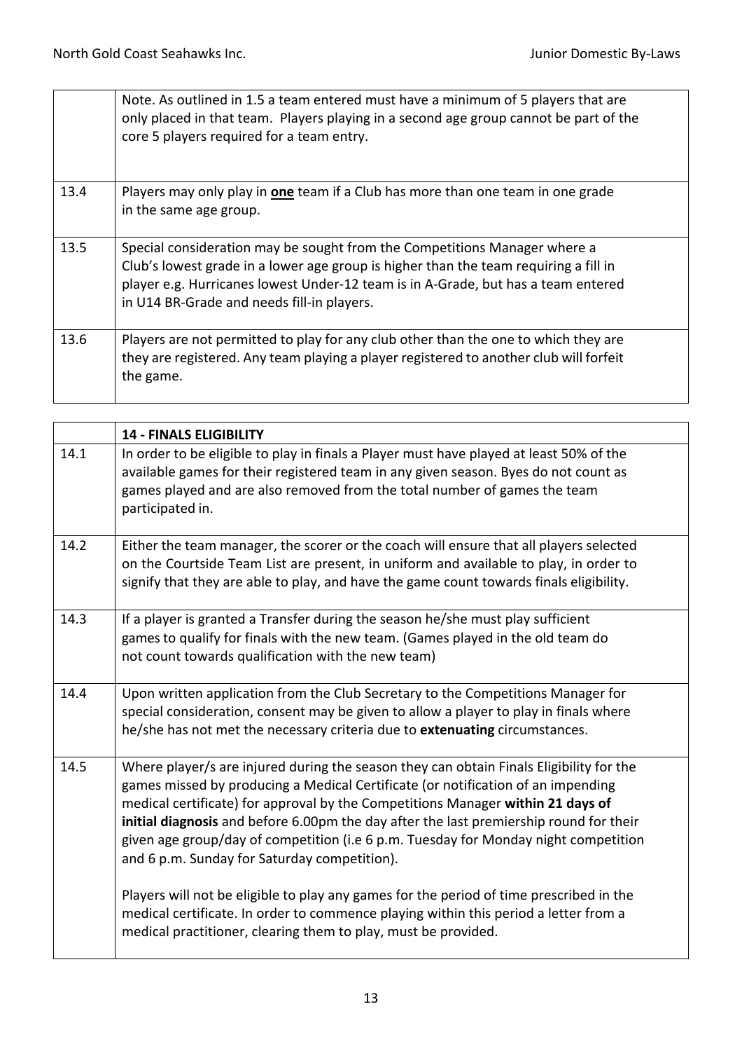| | |
|---|---|
| | Note. As outlined in 1.5 a team entered must have a minimum of 5 players that are only placed in that team. Players playing in a second age group cannot be part of the core 5 players required for a team entry. |
| 13.4 | Players may only play in <u>**one**</u> team if a Club has more than one team in one grade in the same age group. |
| 13.5 | Special consideration may be sought from the Competitions Manager where a Club's lowest grade in a lower age group is higher than the team requiring a fill in player e.g. Hurricanes lowest Under-12 team is in A-Grade, but has a team entered in U14 BR-Grade and needs fill-in players. |
| 13.6 | Players are not permitted to play for any club other than the one to which they are registered. Any team playing a player registered to another club will forfeit the game. |

| | **14 - FINALS ELIGIBILITY** |
|---|---|
| 14.1 | In order to be eligible to play in finals a Player must have played at least 50% of the available games for their registered team in any given season. Byes do not count as games played and are also removed from the total number of games the team participated in. |
| 14.2 | Either the team manager, the scorer or the coach will ensure that all players selected on the Courtside Team List are present, in uniform and available to play, in order to signify that they are able to play, and have the game count towards finals eligibility. |
| 14.3 | If a player is granted a Transfer during the season he/she must play sufficient games to qualify for finals with the new team. (Games played in the old team do not count towards qualification with the new team) |
| 14.4 | Upon written application from the Club Secretary to the Competitions Manager for special consideration, consent may be given to allow a player to play in finals where he/she has not met the necessary criteria due to **extenuating** circumstances. |
| 14.5 | Where player/s are injured during the season they can obtain Finals Eligibility for the games missed by producing a Medical Certificate (or notification of an impending medical certificate) for approval by the Competitions Manager **within 21 days of initial diagnosis** and before 6.00pm the day after the last premiership round for their given age group/day of competition (i.e 6 p.m. Tuesday for Monday night competition and 6 p.m. Sunday for Saturday competition).<br><br>Players will not be eligible to play any games for the period of time prescribed in the medical certificate. In order to commence playing within this period a letter from a medical practitioner, clearing them to play, must be provided. |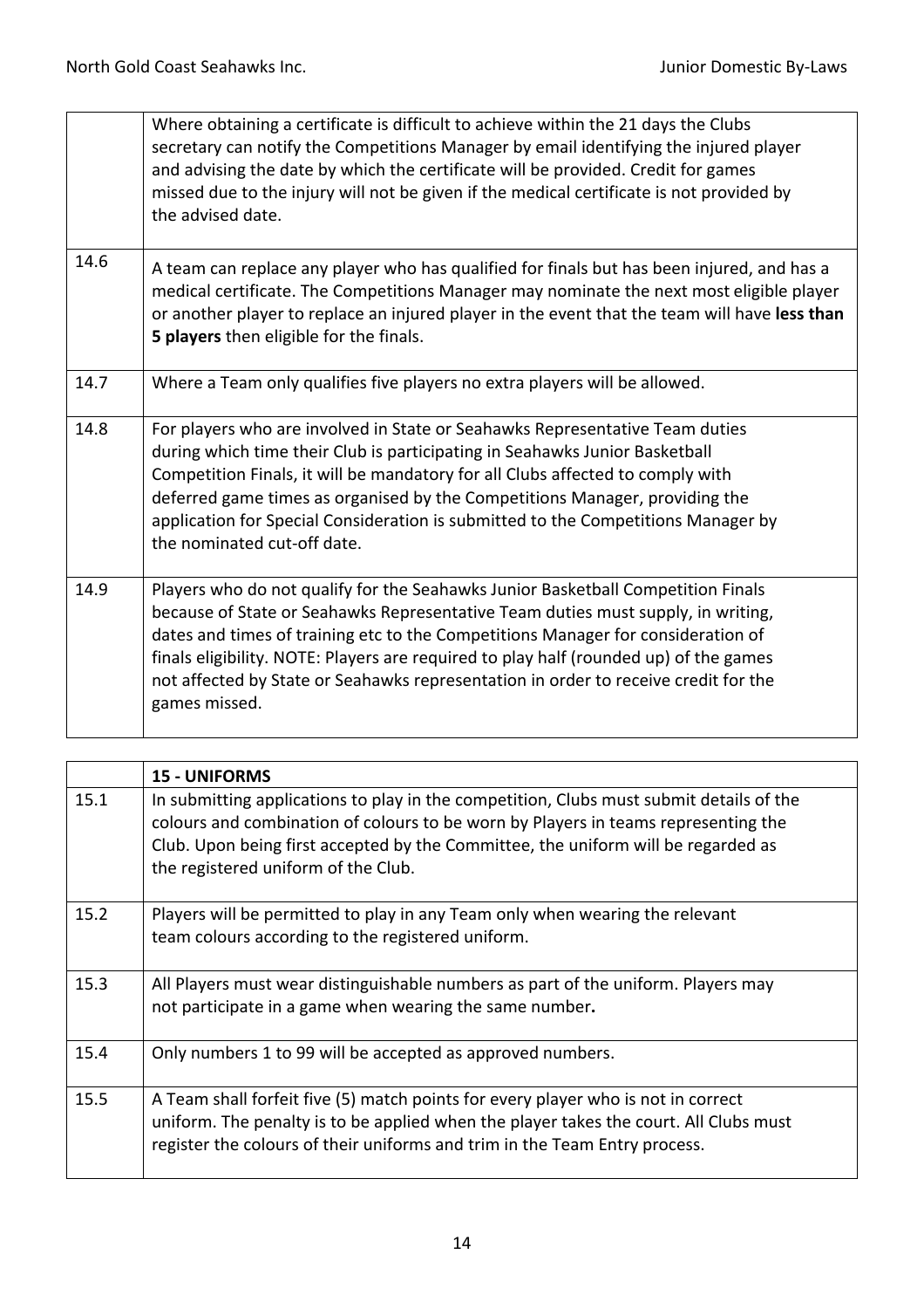| | |
|---|---|
| | Where obtaining a certificate is difficult to achieve within the 21 days the Clubs secretary can notify the Competitions Manager by email identifying the injured player and advising the date by which the certificate will be provided. Credit for games missed due to the injury will not be given if the medical certificate is not provided by the advised date. |
| 14.6 | A team can replace any player who has qualified for finals but has been injured, and has a medical certificate. The Competitions Manager may nominate the next most eligible player or another player to replace an injured player in the event that the team will have **less than 5 players** then eligible for the finals. |
| 14.7 | Where a Team only qualifies five players no extra players will be allowed. |
| 14.8 | For players who are involved in State or Seahawks Representative Team duties during which time their Club is participating in Seahawks Junior Basketball Competition Finals, it will be mandatory for all Clubs affected to comply with deferred game times as organised by the Competitions Manager, providing the application for Special Consideration is submitted to the Competitions Manager by the nominated cut-off date. |
| 14.9 | Players who do not qualify for the Seahawks Junior Basketball Competition Finals because of State or Seahawks Representative Team duties must supply, in writing, dates and times of training etc to the Competitions Manager for consideration of finals eligibility. NOTE: Players are required to play half (rounded up) of the games not affected by State or Seahawks representation in order to receive credit for the games missed. |

| | **15 - UNIFORMS** |
|---|---|
| 15.1 | In submitting applications to play in the competition, Clubs must submit details of the colours and combination of colours to be worn by Players in teams representing the Club. Upon being first accepted by the Committee, the uniform will be regarded as the registered uniform of the Club. |
| 15.2 | Players will be permitted to play in any Team only when wearing the relevant team colours according to the registered uniform. |
| 15.3 | All Players must wear distinguishable numbers as part of the uniform. Players may not participate in a game when wearing the same number. |
| 15.4 | Only numbers 1 to 99 will be accepted as approved numbers. |
| 15.5 | A Team shall forfeit five (5) match points for every player who is not in correct uniform. The penalty is to be applied when the player takes the court. All Clubs must register the colours of their uniforms and trim in the Team Entry process. |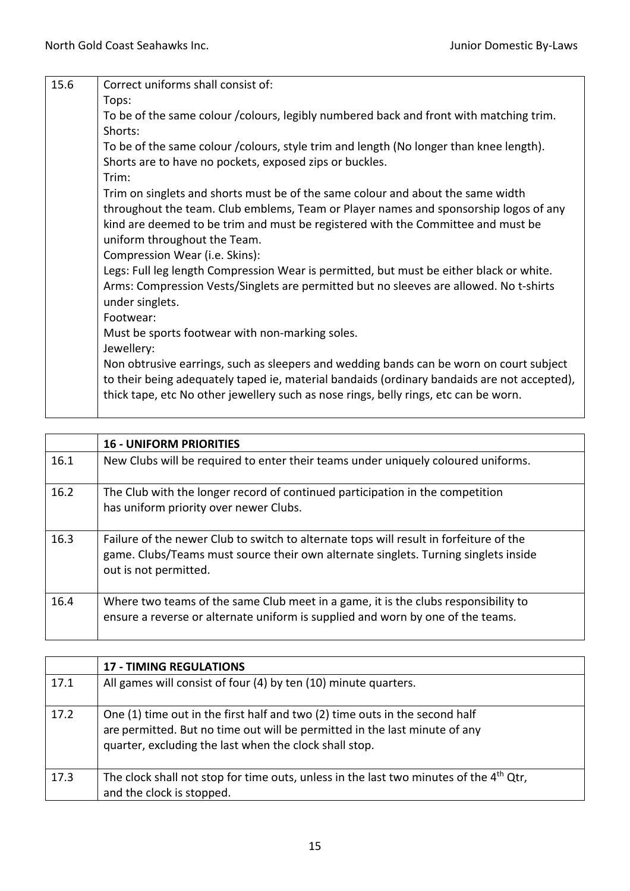| 15.6 | Correct uniforms shall consist of:<br>Tops:<br>To be of the same colour /colours, legibly numbered back and front with matching trim.<br>Shorts:<br>To be of the same colour /colours, style trim and length (No longer than knee length). Shorts are to have no pockets, exposed zips or buckles.<br>Trim:<br>Trim on singlets and shorts must be of the same colour and about the same width throughout the team. Club emblems, Team or Player names and sponsorship logos of any kind are deemed to be trim and must be registered with the Committee and must be uniform throughout the Team.<br>Compression Wear (i.e. Skins):<br>Legs: Full leg length Compression Wear is permitted, but must be either black or white.<br>Arms: Compression Vests/Singlets are permitted but no sleeves are allowed. No t-shirts under singlets.<br>Footwear:<br>Must be sports footwear with non-marking soles.<br>Jewellery:<br>Non obtrusive earrings, such as sleepers and wedding bands can be worn on court subject to their being adequately taped ie, material bandaids (ordinary bandaids are not accepted), thick tape, etc No other jewellery such as nose rings, belly rings, etc can be worn. |
|---|---|

| | **16 - UNIFORM PRIORITIES** |
|---|---|
| 16.1 | New Clubs will be required to enter their teams under uniquely coloured uniforms. |
| 16.2 | The Club with the longer record of continued participation in the competition has uniform priority over newer Clubs. |
| 16.3 | Failure of the newer Club to switch to alternate tops will result in forfeiture of the game. Clubs/Teams must source their own alternate singlets. Turning singlets inside out is not permitted. |
| 16.4 | Where two teams of the same Club meet in a game, it is the clubs responsibility to ensure a reverse or alternate uniform is supplied and worn by one of the teams. |

| | **17 - TIMING REGULATIONS** |
|---|---|
| 17.1 | All games will consist of four (4) by ten (10) minute quarters. |
| 17.2 | One (1) time out in the first half and two (2) time outs in the second half are permitted. But no time out will be permitted in the last minute of any quarter, excluding the last when the clock shall stop. |
| 17.3 | The clock shall not stop for time outs, unless in the last two minutes of the 4th Qtr, and the clock is stopped. |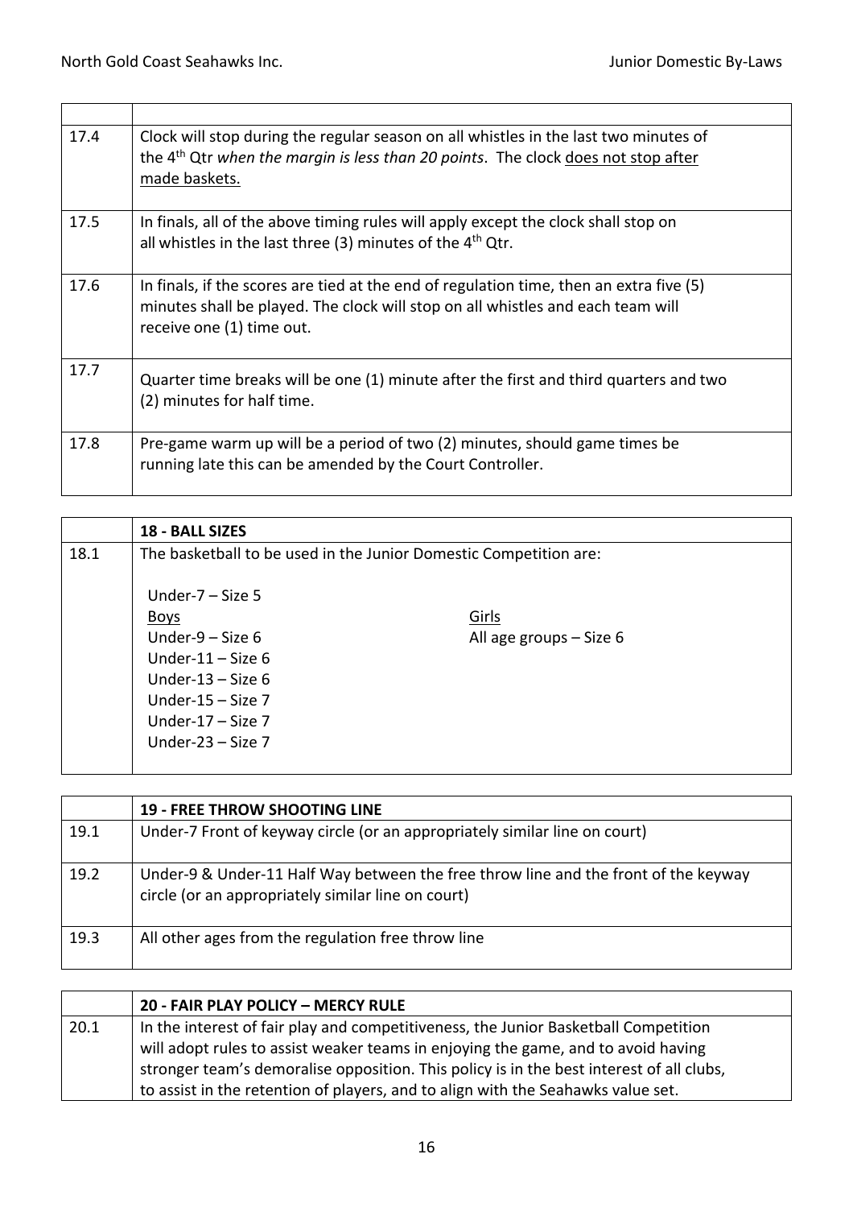| | |
|---|---|
| 17.4 | Clock will stop during the regular season on all whistles in the last two minutes of the 4th Qtr *when the margin is less than 20 points*. The clock does not stop after made baskets. |
| 17.5 | In finals, all of the above timing rules will apply except the clock shall stop on all whistles in the last three (3) minutes of the 4th Qtr. |
| 17.6 | In finals, if the scores are tied at the end of regulation time, then an extra five (5) minutes shall be played. The clock will stop on all whistles and each team will receive one (1) time out. |
| 17.7 | Quarter time breaks will be one (1) minute after the first and third quarters and two (2) minutes for half time. |
| 17.8 | Pre-game warm up will be a period of two (2) minutes, should game times be running late this can be amended by the Court Controller. |

| | **18 - BALL SIZES** |
|---|---|
| 18.1 | The basketball to be used in the Junior Domestic Competition are:<br><br>Under-7 – Size 5<br><br>Boys<br>Under-9 – Size 6<br>Under-11 – Size 6<br>Under-13 – Size 6<br>Under-15 – Size 7<br>Under-17 – Size 7<br>Under-23 – Size 7<br><br>Girls<br>All age groups – Size 6 |

| | **19 - FREE THROW SHOOTING LINE** |
|---|---|
| 19.1 | Under-7 Front of keyway circle (or an appropriately similar line on court) |
| 19.2 | Under-9 & Under-11 Half Way between the free throw line and the front of the keyway circle (or an appropriately similar line on court) |
| 19.3 | All other ages from the regulation free throw line |

| | **20 - FAIR PLAY POLICY – MERCY RULE** |
|---|---|
| 20.1 | In the interest of fair play and competitiveness, the Junior Basketball Competition will adopt rules to assist weaker teams in enjoying the game, and to avoid having stronger team's demoralise opposition. This policy is in the best interest of all clubs, to assist in the retention of players, and to align with the Seahawks value set. |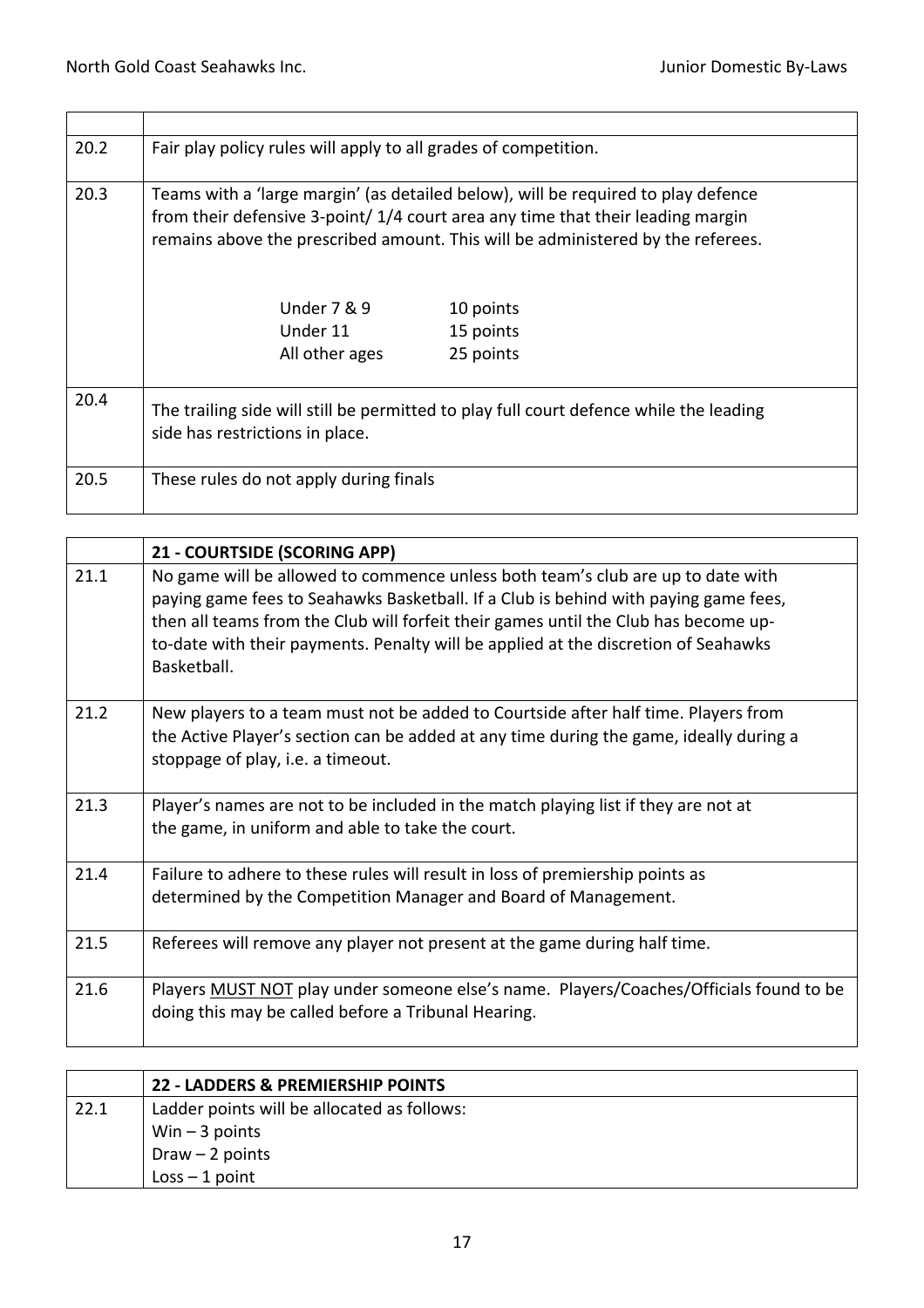| | |
|---|---|
| 20.2 | Fair play policy rules will apply to all grades of competition. |
| 20.3 | Teams with a 'large margin' (as detailed below), will be required to play defence from their defensive 3-point/ 1/4 court area any time that their leading margin remains above the prescribed amount. This will be administered by the referees.<br><br>Under 7 & 9 — 10 points<br>Under 11 — 15 points<br>All other ages — 25 points |
| 20.4 | The trailing side will still be permitted to play full court defence while the leading side has restrictions in place. |
| 20.5 | These rules do not apply during finals |

| | **21 - COURTSIDE (SCORING APP)** |
|---|---|
| 21.1 | No game will be allowed to commence unless both team's club are up to date with paying game fees to Seahawks Basketball. If a Club is behind with paying game fees, then all teams from the Club will forfeit their games until the Club has become up-to-date with their payments. Penalty will be applied at the discretion of Seahawks Basketball. |
| 21.2 | New players to a team must not be added to Courtside after half time. Players from the Active Player's section can be added at any time during the game, ideally during a stoppage of play, i.e. a timeout. |
| 21.3 | Player's names are not to be included in the match playing list if they are not at the game, in uniform and able to take the court. |
| 21.4 | Failure to adhere to these rules will result in loss of premiership points as determined by the Competition Manager and Board of Management. |
| 21.5 | Referees will remove any player not present at the game during half time. |
| 21.6 | Players <u>MUST NOT</u> play under someone else's name. Players/Coaches/Officials found to be doing this may be called before a Tribunal Hearing. |

| | **22 - LADDERS & PREMIERSHIP POINTS** |
|---|---|
| 22.1 | Ladder points will be allocated as follows:<br>Win – 3 points<br>Draw – 2 points<br>Loss – 1 point |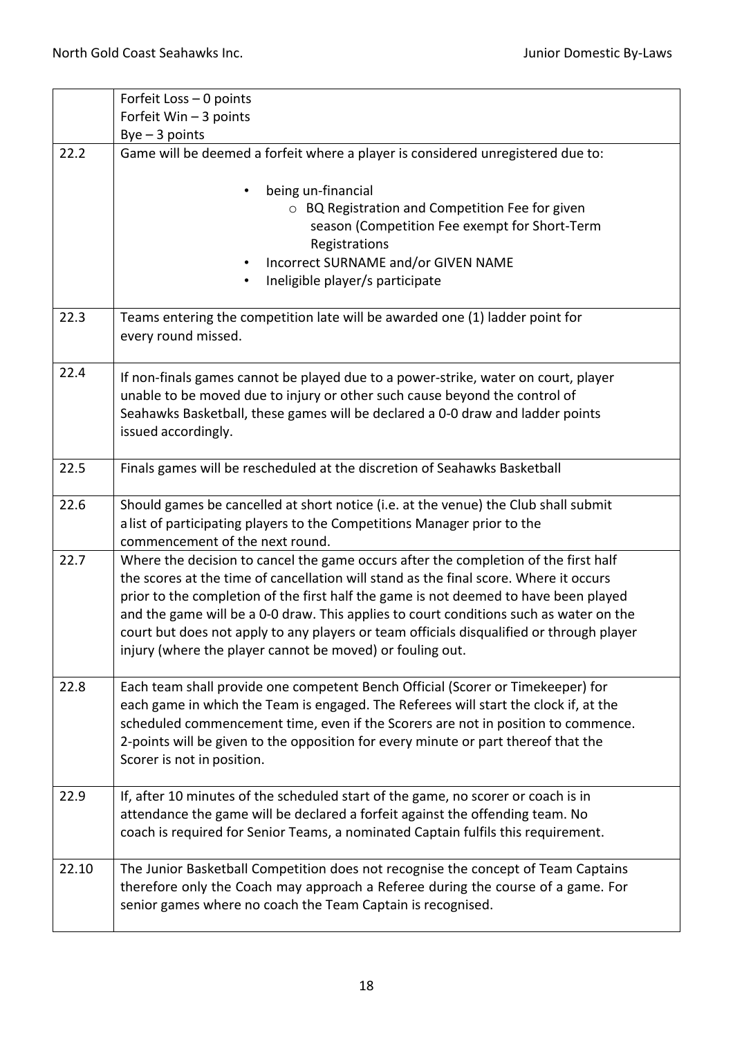| | |
|---|---|
| | Forfeit Loss – 0 points<br>Forfeit Win – 3 points<br>Bye – 3 points |
| 22.2 | Game will be deemed a forfeit where a player is considered unregistered due to:<br>• being un-financial<br>  o BQ Registration and Competition Fee for given season (Competition Fee exempt for Short-Term Registrations<br>• Incorrect SURNAME and/or GIVEN NAME<br>• Ineligible player/s participate |
| 22.3 | Teams entering the competition late will be awarded one (1) ladder point for every round missed. |
| 22.4 | If non-finals games cannot be played due to a power-strike, water on court, player unable to be moved due to injury or other such cause beyond the control of Seahawks Basketball, these games will be declared a 0-0 draw and ladder points issued accordingly. |
| 22.5 | Finals games will be rescheduled at the discretion of Seahawks Basketball |
| 22.6 | Should games be cancelled at short notice (i.e. at the venue) the Club shall submit a list of participating players to the Competitions Manager prior to the commencement of the next round. |
| 22.7 | Where the decision to cancel the game occurs after the completion of the first half the scores at the time of cancellation will stand as the final score. Where it occurs prior to the completion of the first half the game is not deemed to have been played and the game will be a 0-0 draw. This applies to court conditions such as water on the court but does not apply to any players or team officials disqualified or through player injury (where the player cannot be moved) or fouling out. |
| 22.8 | Each team shall provide one competent Bench Official (Scorer or Timekeeper) for each game in which the Team is engaged. The Referees will start the clock if, at the scheduled commencement time, even if the Scorers are not in position to commence. 2-points will be given to the opposition for every minute or part thereof that the Scorer is not in position. |
| 22.9 | If, after 10 minutes of the scheduled start of the game, no scorer or coach is in attendance the game will be declared a forfeit against the offending team. No coach is required for Senior Teams, a nominated Captain fulfils this requirement. |
| 22.10 | The Junior Basketball Competition does not recognise the concept of Team Captains therefore only the Coach may approach a Referee during the course of a game. For senior games where no coach the Team Captain is recognised. |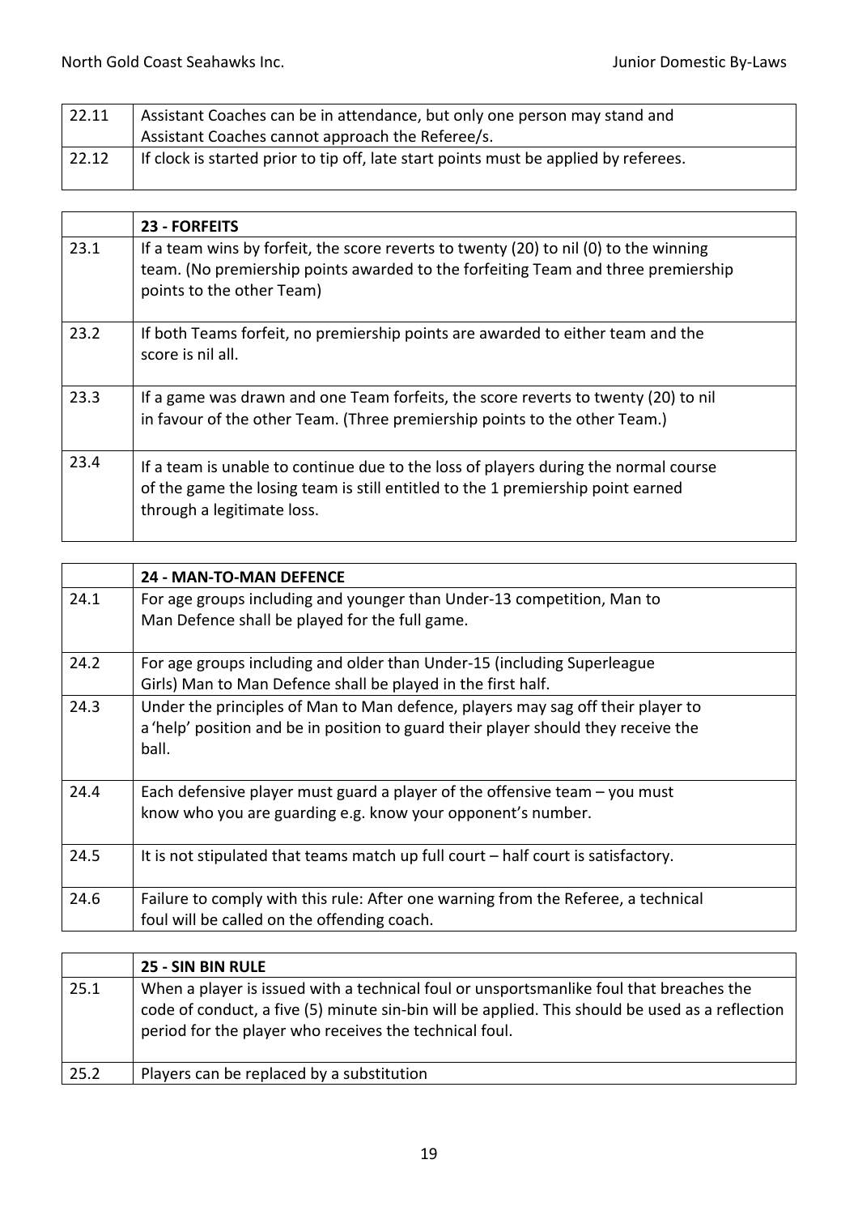| 22.11 | Assistant Coaches can be in attendance, but only one person may stand and Assistant Coaches cannot approach the Referee/s. |
|---|---|
| 22.12 | If clock is started prior to tip off, late start points must be applied by referees. |

| | **23 - FORFEITS** |
|---|---|
| 23.1 | If a team wins by forfeit, the score reverts to twenty (20) to nil (0) to the winning team. (No premiership points awarded to the forfeiting Team and three premiership points to the other Team) |
| 23.2 | If both Teams forfeit, no premiership points are awarded to either team and the score is nil all. |
| 23.3 | If a game was drawn and one Team forfeits, the score reverts to twenty (20) to nil in favour of the other Team. (Three premiership points to the other Team.) |
| 23.4 | If a team is unable to continue due to the loss of players during the normal course of the game the losing team is still entitled to the 1 premiership point earned through a legitimate loss. |

| | **24 - MAN-TO-MAN DEFENCE** |
|---|---|
| 24.1 | For age groups including and younger than Under-13 competition, Man to Man Defence shall be played for the full game. |
| 24.2 | For age groups including and older than Under-15 (including Superleague Girls) Man to Man Defence shall be played in the first half. |
| 24.3 | Under the principles of Man to Man defence, players may sag off their player to a 'help' position and be in position to guard their player should they receive the ball. |
| 24.4 | Each defensive player must guard a player of the offensive team – you must know who you are guarding e.g. know your opponent's number. |
| 24.5 | It is not stipulated that teams match up full court – half court is satisfactory. |
| 24.6 | Failure to comply with this rule: After one warning from the Referee, a technical foul will be called on the offending coach. |

| | **25 - SIN BIN RULE** |
|---|---|
| 25.1 | When a player is issued with a technical foul or unsportsmanlike foul that breaches the code of conduct, a five (5) minute sin-bin will be applied. This should be used as a reflection period for the player who receives the technical foul. |
| 25.2 | Players can be replaced by a substitution |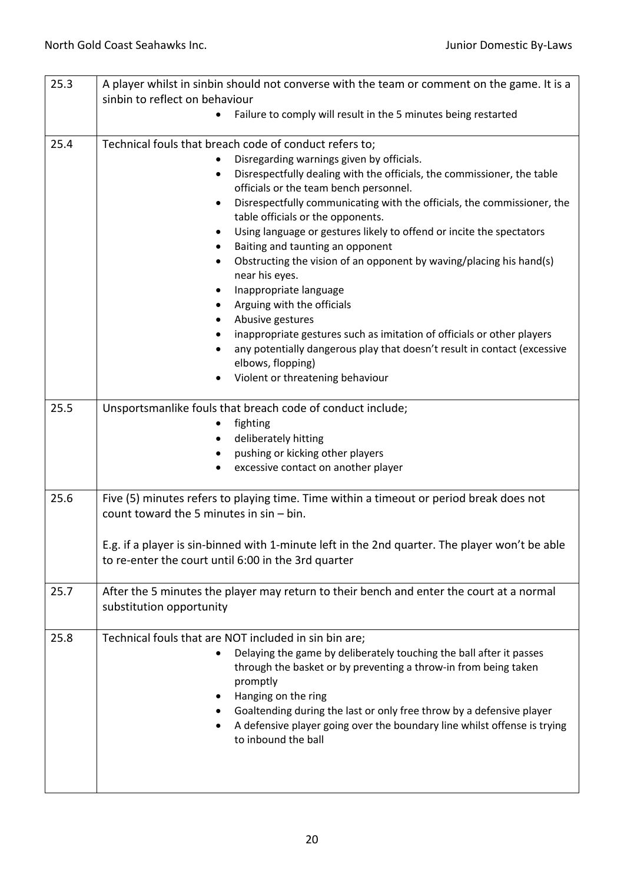| | |
|---|---|
| 25.3 | A player whilst in sinbin should not converse with the team or comment on the game. It is a sinbin to reflect on behaviour<br>• Failure to comply will result in the 5 minutes being restarted |
| 25.4 | Technical fouls that breach code of conduct refers to;<br>• Disregarding warnings given by officials.<br>• Disrespectfully dealing with the officials, the commissioner, the table officials or the team bench personnel.<br>• Disrespectfully communicating with the officials, the commissioner, the table officials or the opponents.<br>• Using language or gestures likely to offend or incite the spectators<br>• Baiting and taunting an opponent<br>• Obstructing the vision of an opponent by waving/placing his hand(s) near his eyes.<br>• Inappropriate language<br>• Arguing with the officials<br>• Abusive gestures<br>• inappropriate gestures such as imitation of officials or other players<br>• any potentially dangerous play that doesn't result in contact (excessive elbows, flopping)<br>• Violent or threatening behaviour |
| 25.5 | Unsportsmanlike fouls that breach code of conduct include;<br>• fighting<br>• deliberately hitting<br>• pushing or kicking other players<br>• excessive contact on another player |
| 25.6 | Five (5) minutes refers to playing time. Time within a timeout or period break does not count toward the 5 minutes in sin – bin.<br><br>E.g. if a player is sin-binned with 1-minute left in the 2nd quarter. The player won't be able to re-enter the court until 6:00 in the 3rd quarter |
| 25.7 | After the 5 minutes the player may return to their bench and enter the court at a normal substitution opportunity |
| 25.8 | Technical fouls that are NOT included in sin bin are;<br>• Delaying the game by deliberately touching the ball after it passes through the basket or by preventing a throw-in from being taken promptly<br>• Hanging on the ring<br>• Goaltending during the last or only free throw by a defensive player<br>• A defensive player going over the boundary line whilst offense is trying to inbound the ball |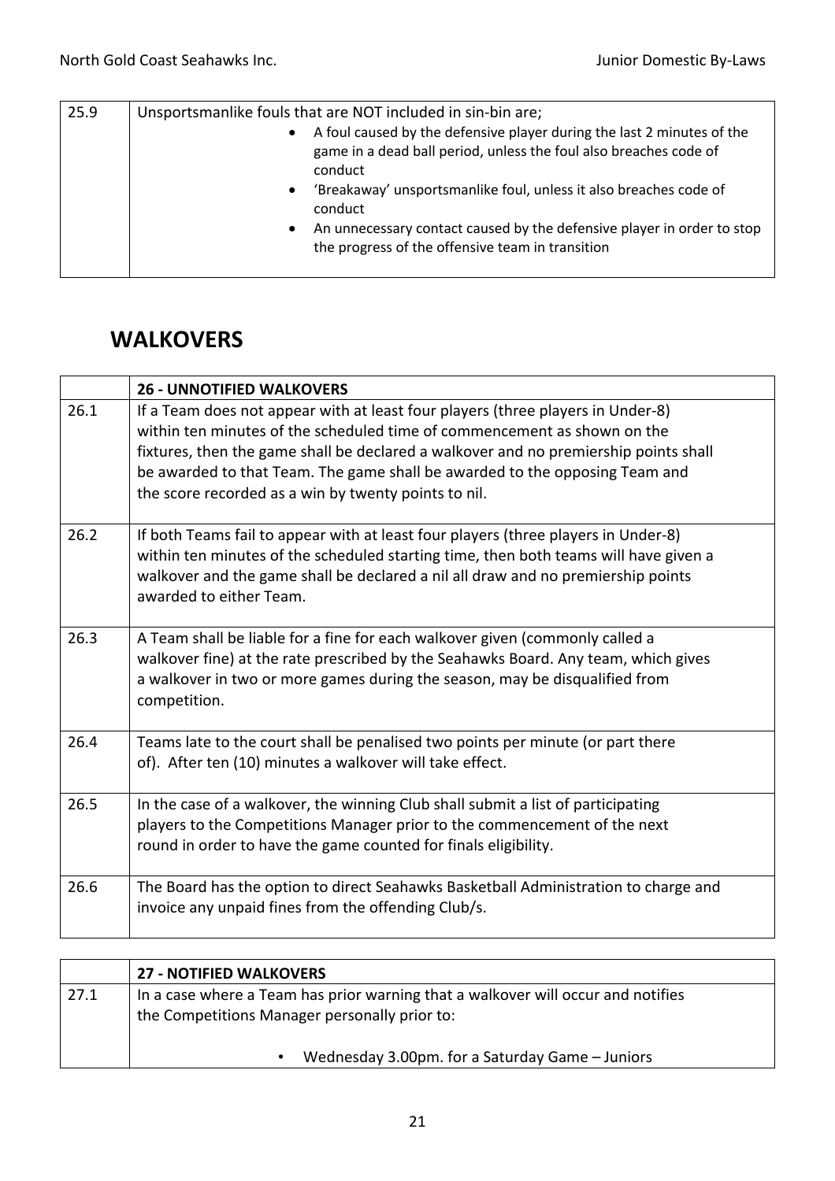| 25.9 | Unsportsmanlike fouls that are NOT included in sin-bin are;<br>• A foul caused by the defensive player during the last 2 minutes of the game in a dead ball period, unless the foul also breaches code of conduct<br>• 'Breakaway' unsportsmanlike foul, unless it also breaches code of conduct<br>• An unnecessary contact caused by the defensive player in order to stop the progress of the offensive team in transition |
|---|---|

## WALKOVERS

| | **26 - UNNOTIFIED WALKOVERS** |
|---|---|
| 26.1 | If a Team does not appear with at least four players (three players in Under-8) within ten minutes of the scheduled time of commencement as shown on the fixtures, then the game shall be declared a walkover and no premiership points shall be awarded to that Team. The game shall be awarded to the opposing Team and the score recorded as a win by twenty points to nil. |
| 26.2 | If both Teams fail to appear with at least four players (three players in Under-8) within ten minutes of the scheduled starting time, then both teams will have given a walkover and the game shall be declared a nil all draw and no premiership points awarded to either Team. |
| 26.3 | A Team shall be liable for a fine for each walkover given (commonly called a walkover fine) at the rate prescribed by the Seahawks Board. Any team, which gives a walkover in two or more games during the season, may be disqualified from competition. |
| 26.4 | Teams late to the court shall be penalised two points per minute (or part there of). After ten (10) minutes a walkover will take effect. |
| 26.5 | In the case of a walkover, the winning Club shall submit a list of participating players to the Competitions Manager prior to the commencement of the next round in order to have the game counted for finals eligibility. |
| 26.6 | The Board has the option to direct Seahawks Basketball Administration to charge and invoice any unpaid fines from the offending Club/s. |

| | **27 - NOTIFIED WALKOVERS** |
|---|---|
| 27.1 | In a case where a Team has prior warning that a walkover will occur and notifies the Competitions Manager personally prior to:<br><br>• Wednesday 3.00pm. for a Saturday Game – Juniors |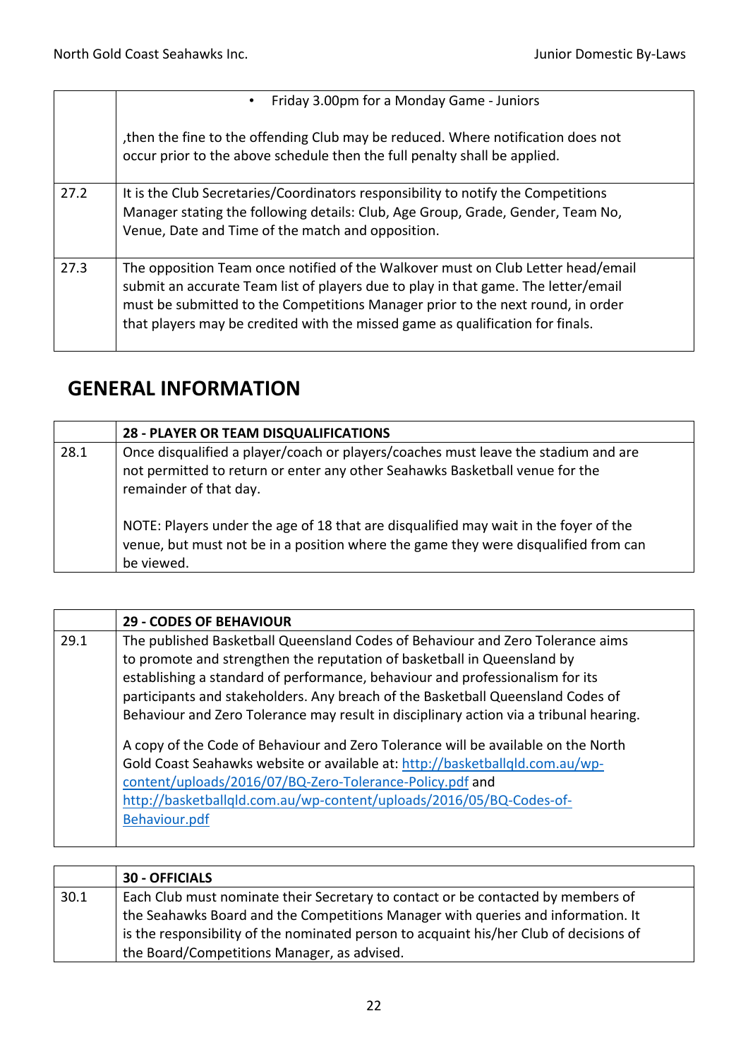|  |  |
|---|---|
|  | • Friday 3.00pm for a Monday Game - Juniors<br><br>,then the fine to the offending Club may be reduced. Where notification does not occur prior to the above schedule then the full penalty shall be applied. |
| 27.2 | It is the Club Secretaries/Coordinators responsibility to notify the Competitions Manager stating the following details: Club, Age Group, Grade, Gender, Team No, Venue, Date and Time of the match and opposition. |
| 27.3 | The opposition Team once notified of the Walkover must on Club Letter head/email submit an accurate Team list of players due to play in that game. The letter/email must be submitted to the Competitions Manager prior to the next round, in order that players may be credited with the missed game as qualification for finals. |

## GENERAL INFORMATION

|  | **28 - PLAYER OR TEAM DISQUALIFICATIONS** |
|---|---|
| 28.1 | Once disqualified a player/coach or players/coaches must leave the stadium and are not permitted to return or enter any other Seahawks Basketball venue for the remainder of that day.<br><br>NOTE: Players under the age of 18 that are disqualified may wait in the foyer of the venue, but must not be in a position where the game they were disqualified from can be viewed. |

|  | **29 - CODES OF BEHAVIOUR** |
|---|---|
| 29.1 | The published Basketball Queensland Codes of Behaviour and Zero Tolerance aims to promote and strengthen the reputation of basketball in Queensland by establishing a standard of performance, behaviour and professionalism for its participants and stakeholders. Any breach of the Basketball Queensland Codes of Behaviour and Zero Tolerance may result in disciplinary action via a tribunal hearing.<br><br>A copy of the Code of Behaviour and Zero Tolerance will be available on the North Gold Coast Seahawks website or available at: http://basketballqld.com.au/wp-content/uploads/2016/07/BQ-Zero-Tolerance-Policy.pdf and http://basketballqld.com.au/wp-content/uploads/2016/05/BQ-Codes-of-Behaviour.pdf |

|  | **30 - OFFICIALS** |
|---|---|
| 30.1 | Each Club must nominate their Secretary to contact or be contacted by members of the Seahawks Board and the Competitions Manager with queries and information. It is the responsibility of the nominated person to acquaint his/her Club of decisions of the Board/Competitions Manager, as advised. |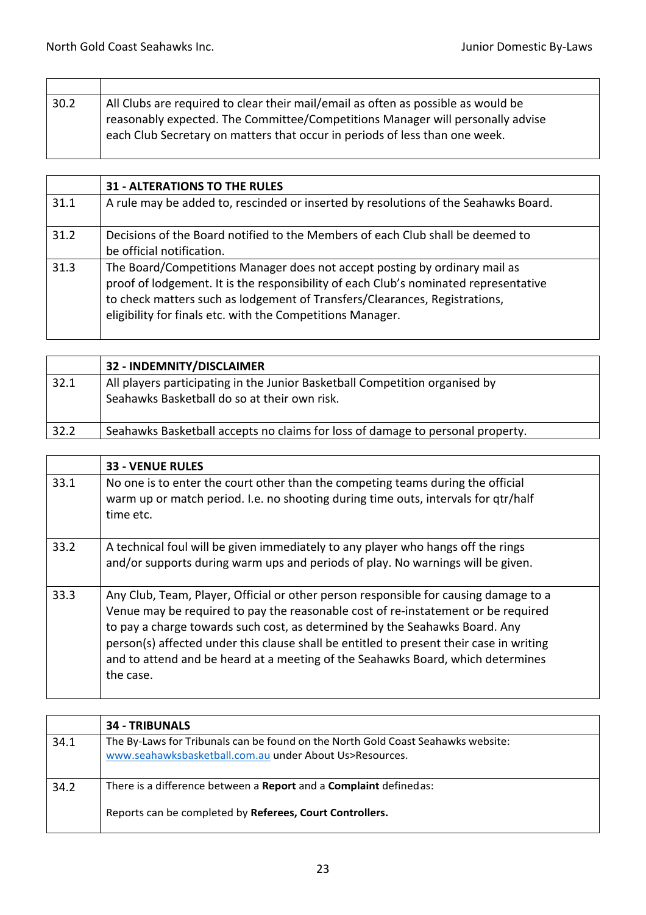| | |
|---|---|
| 30.2 | All Clubs are required to clear their mail/email as often as possible as would be reasonably expected. The Committee/Competitions Manager will personally advise each Club Secretary on matters that occur in periods of less than one week. |

| | **31 - ALTERATIONS TO THE RULES** |
|---|---|
| 31.1 | A rule may be added to, rescinded or inserted by resolutions of the Seahawks Board. |
| 31.2 | Decisions of the Board notified to the Members of each Club shall be deemed to be official notification. |
| 31.3 | The Board/Competitions Manager does not accept posting by ordinary mail as proof of lodgement. It is the responsibility of each Club's nominated representative to check matters such as lodgement of Transfers/Clearances, Registrations, eligibility for finals etc. with the Competitions Manager. |

| | **32 - INDEMNITY/DISCLAIMER** |
|---|---|
| 32.1 | All players participating in the Junior Basketball Competition organised by Seahawks Basketball do so at their own risk. |
| 32.2 | Seahawks Basketball accepts no claims for loss of damage to personal property. |

| | **33 - VENUE RULES** |
|---|---|
| 33.1 | No one is to enter the court other than the competing teams during the official warm up or match period. I.e. no shooting during time outs, intervals for qtr/half time etc. |
| 33.2 | A technical foul will be given immediately to any player who hangs off the rings and/or supports during warm ups and periods of play. No warnings will be given. |
| 33.3 | Any Club, Team, Player, Official or other person responsible for causing damage to a Venue may be required to pay the reasonable cost of re-instatement or be required to pay a charge towards such cost, as determined by the Seahawks Board. Any person(s) affected under this clause shall be entitled to present their case in writing and to attend and be heard at a meeting of the Seahawks Board, which determines the case. |

| | **34 - TRIBUNALS** |
|---|---|
| 34.1 | The By-Laws for Tribunals can be found on the North Gold Coast Seahawks website: www.seahawksbasketball.com.au under About Us>Resources. |
| 34.2 | There is a difference between a **Report** and a **Complaint** defined as:<br><br>Reports can be completed by **Referees, Court Controllers.** |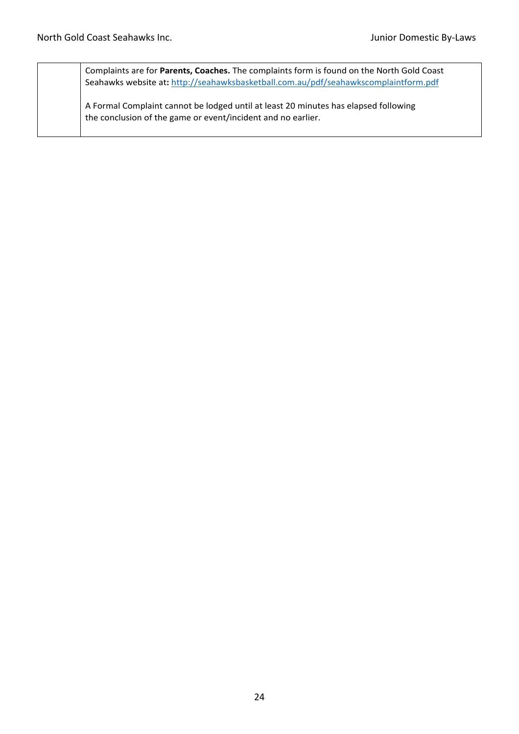| | |
|---|---|
| | Complaints are for **Parents, Coaches.** The complaints form is found on the North Gold Coast Seahawks website at**:** http://seahawksbasketball.com.au/pdf/seahawkscomplaintform.pdf<br><br>A Formal Complaint cannot be lodged until at least 20 minutes has elapsed following the conclusion of the game or event/incident and no earlier. |